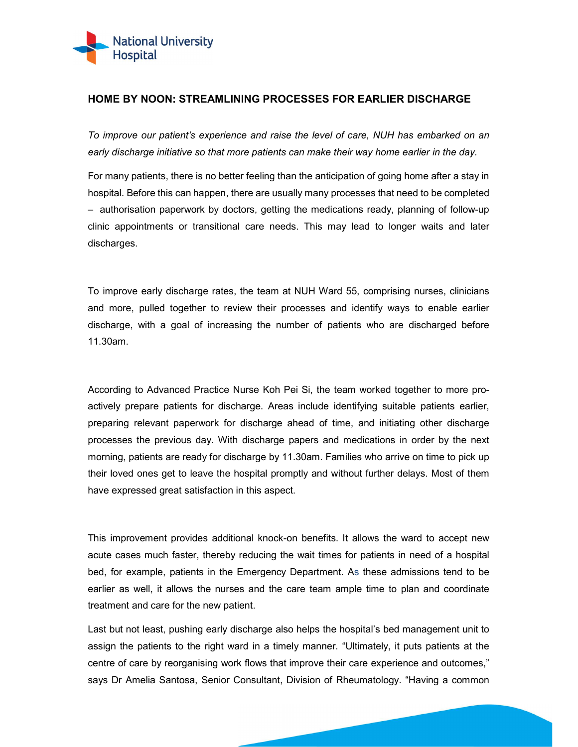# HOME BY NOON: STREAMLINING PROCESSES FOR EARLIER DISCHARGE

*To improve our patient's experience and raise the level of care, NUH has embarked on an early discharge initiative so that more patients can make their way home earlier in the day.*

For many patients, there is no better feeling than the anticipation of going home after a stay in hospital. Before this can happen, there are usually many processes that need to be completed – authorisation paperwork by doctors, getting the medications ready, planning of follow-up clinic appointments or transitional care needs. This may lead to longer waits and later discharges.

To improve early discharge rates, the team at NUH Ward 55, comprising nurses, clinicians and more, pulled together to review their processes and identify ways to enable earlier discharge, with a goal of increasing the number of patients who are discharged before 11.30am.

According to Advanced Practice Nurse Koh Pei Si, the team worked together to more pro-actively prepare patients for discharge. Areas include identifying suitable patients earlier, preparing relevant paperwork for discharge ahead of time, and initiating other discharge processes the previous day. With discharge papers and medications in order by the next morning, patients are ready for discharge by 11.30am. Families who arrive on time to pick up their loved ones get to leave the hospital promptly and without further delays. Most of them have expressed great satisfaction in this aspect.

This improvement provides additional knock-on benefits. It allows the ward to accept new acute cases much faster, thereby reducing the wait times for patients in need of a hospital bed, for example, patients in the Emergency Department. As these admissions tend to be earlier as well, it allows the nurses and the care team ample time to plan and coordinate treatment and care for the new patient.

Last but not least, pushing early discharge also helps the hospital's bed management unit to assign the patients to the right ward in a timely manner. "Ultimately, it puts patients at the centre of care by reorganising work flows that improve their care experience and outcomes," says Dr Amelia Santosa, Senior Consultant, Division of Rheumatology. "Having a common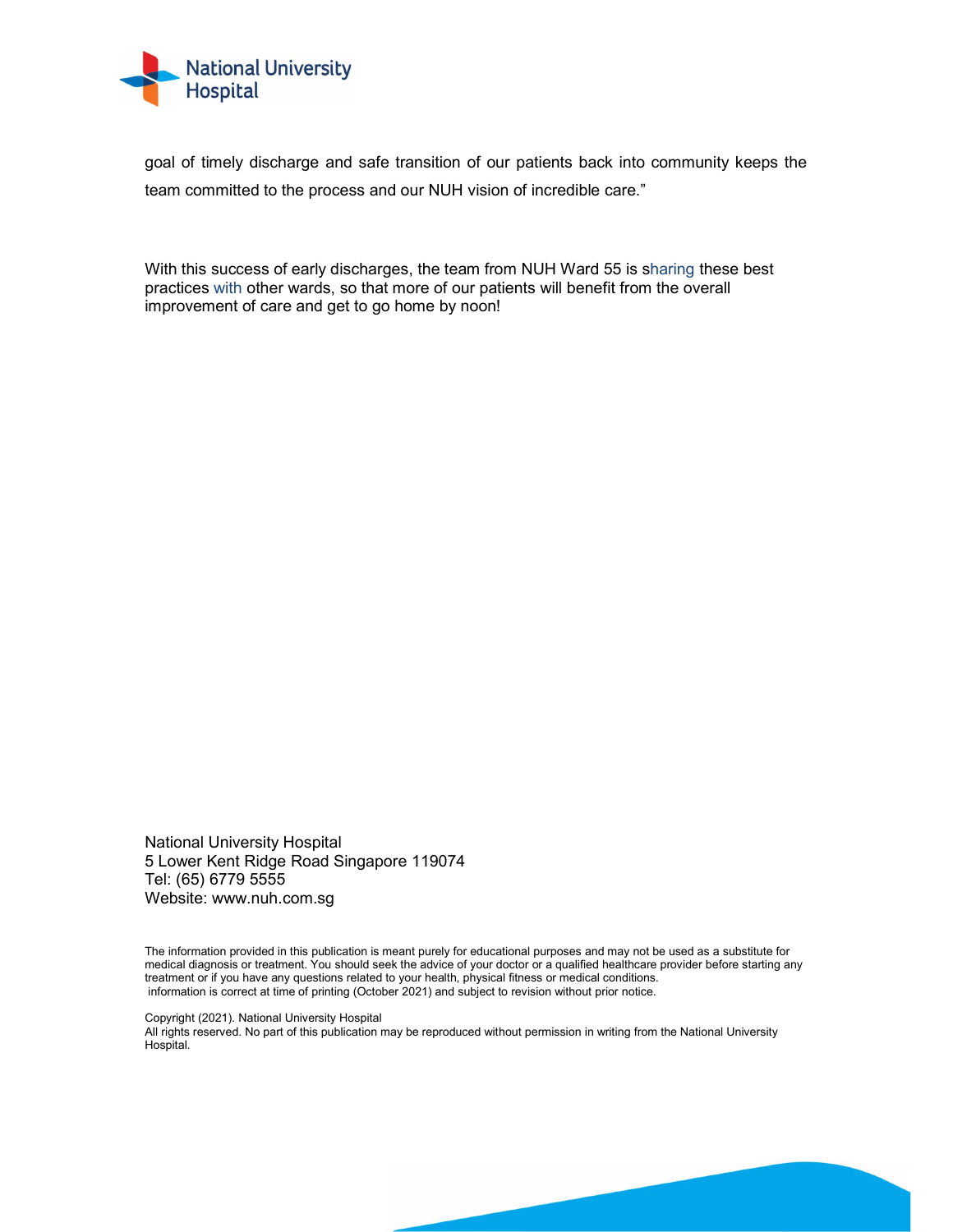goal of timely discharge and safe transition of our patients back into community keeps the team committed to the process and our NUH vision of incredible care."

With this success of early discharges, the team from NUH Ward 55 is sharing these best practices with other wards, so that more of our patients will benefit from the overall improvement of care and get to go home by noon!

National University Hospital
5 Lower Kent Ridge Road Singapore 119074
Tel: (65) 6779 5555
Website: www.nuh.com.sg

The information provided in this publication is meant purely for educational purposes and may not be used as a substitute for medical diagnosis or treatment. You should seek the advice of your doctor or a qualified healthcare provider before starting any treatment or if you have any questions related to your health, physical fitness or medical conditions.
information is correct at time of printing (October 2021) and subject to revision without prior notice.

Copyright (2021). National University Hospital
All rights reserved. No part of this publication may be reproduced without permission in writing from the National University Hospital.